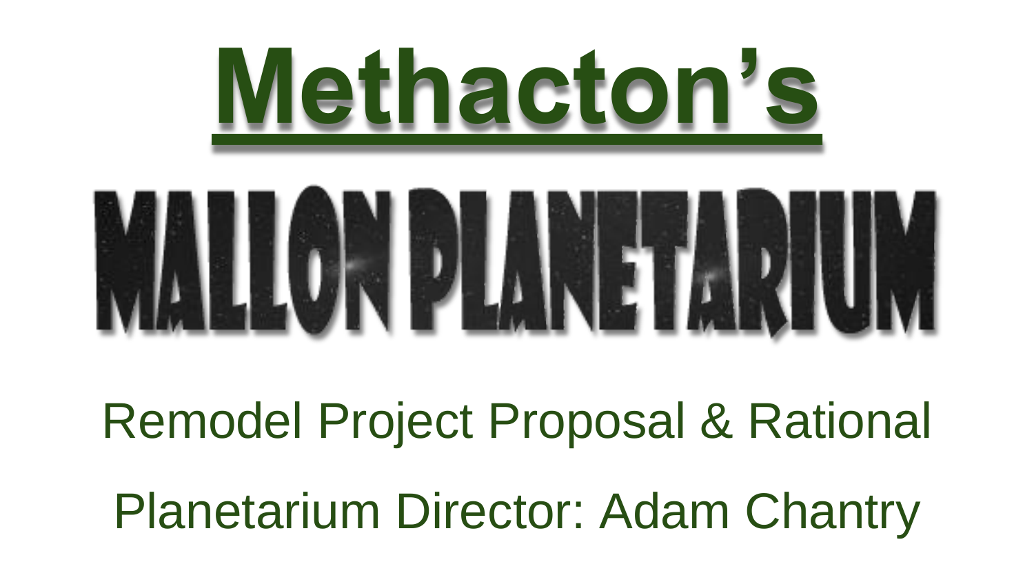# Methacton's

# MALLON PLANETARIUM

Remodel Project Proposal & Rational

Planetarium Director: Adam Chantry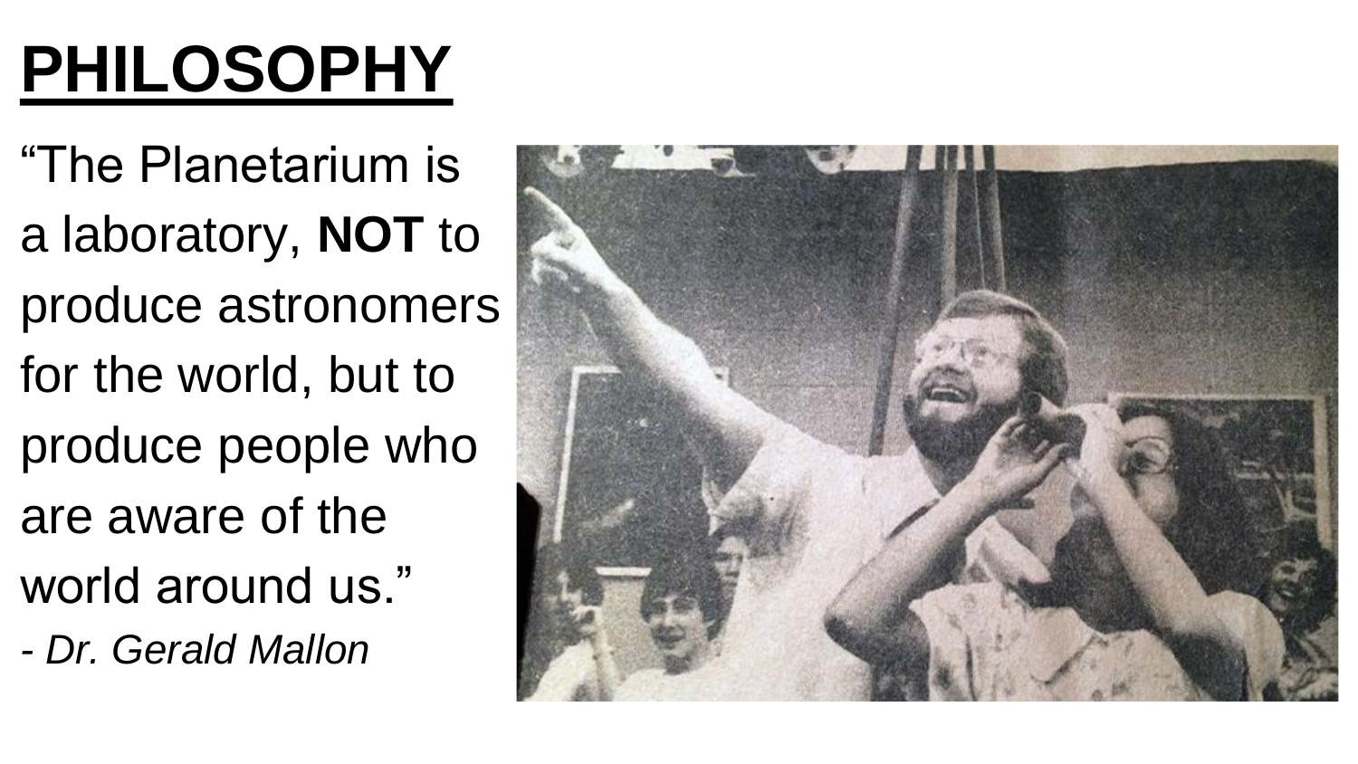# PHILOSOPHY

"The Planetarium is a laboratory, **NOT** to produce astronomers for the world, but to produce people who are aware of the world around us."

*- Dr. Gerald Mallon*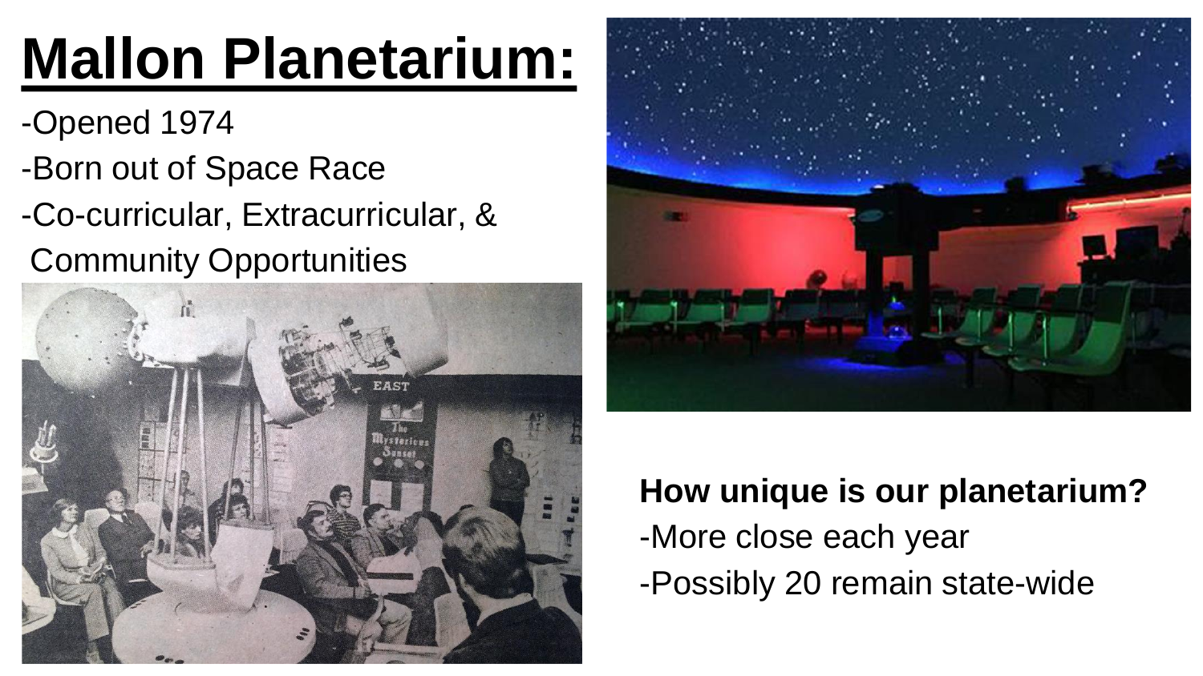# Mallon Planetarium:

-Opened 1974

-Born out of Space Race

-Co-curricular, Extracurricular, & Community Opportunities

**How unique is our planetarium?**

-More close each year

-Possibly 20 remain state-wide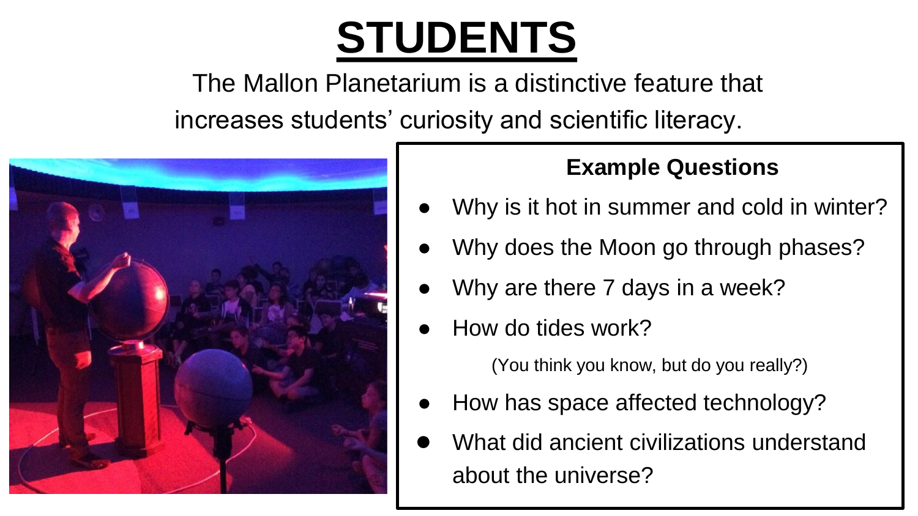# STUDENTS

The Mallon Planetarium is a distinctive feature that increases students' curiosity and scientific literacy.

**Example Questions**

- Why is it hot in summer and cold in winter?
- Why does the Moon go through phases?
- Why are there 7 days in a week?
- How do tides work?

  (You think you know, but do you really?)

- How has space affected technology?
- What did ancient civilizations understand about the universe?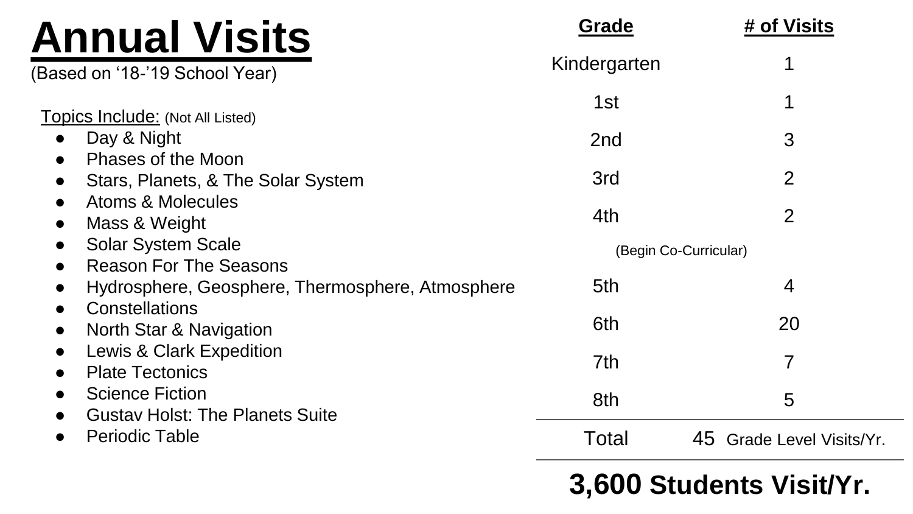# Annual Visits

(Based on '18-'19 School Year)

Topics Include: (Not All Listed)

- Day & Night
- Phases of the Moon
- Stars, Planets, & The Solar System
- Atoms & Molecules
- Mass & Weight
- Solar System Scale
- Reason For The Seasons
- Hydrosphere, Geosphere, Thermosphere, Atmosphere
- Constellations
- North Star & Navigation
- Lewis & Clark Expedition
- Plate Tectonics
- Science Fiction
- Gustav Holst: The Planets Suite
- Periodic Table

| Grade | # of Visits |
|---|---|
| Kindergarten | 1 |
| 1st | 1 |
| 2nd | 3 |
| 3rd | 2 |
| 4th | 2 |
| (Begin Co-Curricular) | |
| 5th | 4 |
| 6th | 20 |
| 7th | 7 |
| 8th | 5 |
| Total | 45 Grade Level Visits/Yr. |

**3,600 Students Visit/Yr.**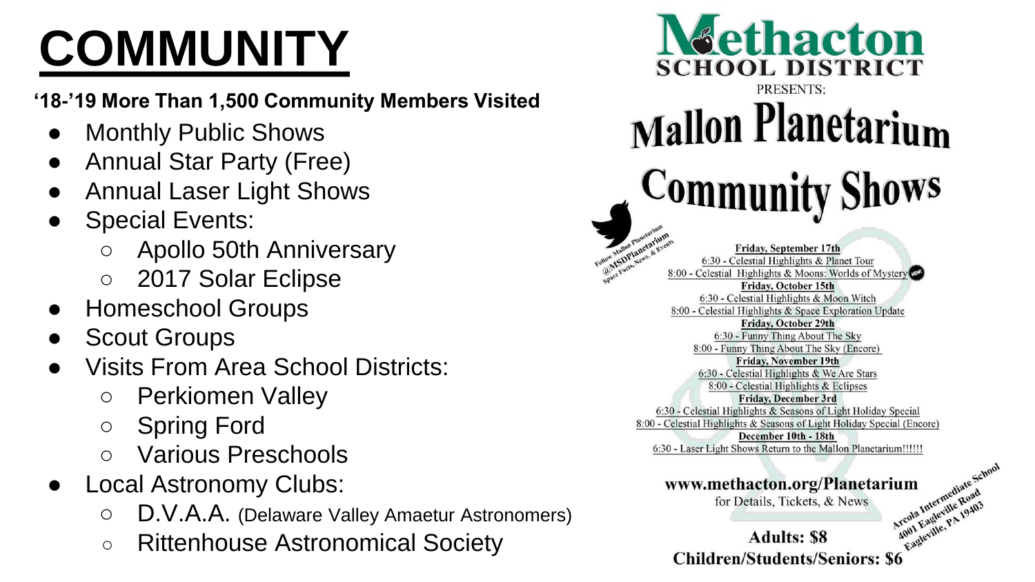# COMMUNITY

**'18-'19 More Than 1,500 Community Members Visited**

- Monthly Public Shows
- Annual Star Party (Free)
- Annual Laser Light Shows
- Special Events:
  - Apollo 50th Anniversary
  - 2017 Solar Eclipse
- Homeschool Groups
- Scout Groups
- Visits From Area School Districts:
  - Perkiomen Valley
  - Spring Ford
  - Various Preschools
- Local Astronomy Clubs:
  - D.V.A.A. (Delaware Valley Amaetur Astronomers)
  - Rittenhouse Astronomical Society

**Methacton SCHOOL DISTRICT**

PRESENTS:

## Mallon Planetarium Community Shows

Follow Mallon Planetarium @MSDPlanetarium Space Facts, News, & Events

**Friday, September 17th**
6:30 - Celestial Highlights & Planet Tour
8:00 - Celestial Highlights & Moons: Worlds of Mystery NEW!

**Friday, October 15th**
6:30 - Celestial Highlights & Moon Witch
8:00 - Celestial Highlights & Space Exploration Update

**Friday, October 29th**
6:30 - Funny Thing About The Sky
8:00 - Funny Thing About The Sky (Encore)

**Friday, November 19th**
6:30 - Celestial Highlights & We Are Stars
8:00 - Celestial Highlights & Eclipses

**Friday, December 3rd**
6:30 - Celestial Highlights & Seasons of Light Holiday Special
8:00 - Celestial Highlights & Seasons of Light Holiday Special (Encore)

**December 10th - 18th**
6:30 - Laser Light Shows Return to the Mallon Planetarium!!!!!!

**www.methacton.org/Planetarium**
for Details, Tickets, & News

**Adults: $8**
**Children/Students/Seniors: $6**

Arcola Intermediate School
4001 Eagleville Road
Eagleville, PA 19403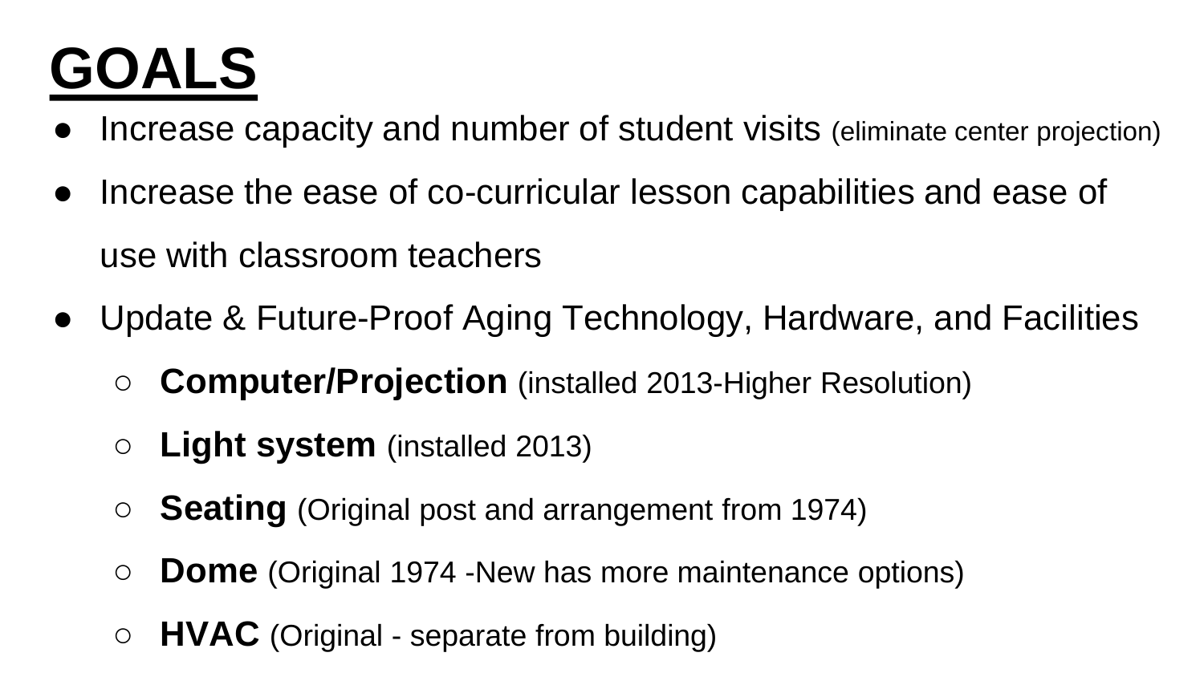# GOALS

- Increase capacity and number of student visits (eliminate center projection)
- Increase the ease of co-curricular lesson capabilities and ease of use with classroom teachers
- Update & Future-Proof Aging Technology, Hardware, and Facilities
    - **Computer/Projection** (installed 2013-Higher Resolution)
    - **Light system** (installed 2013)
    - **Seating** (Original post and arrangement from 1974)
    - **Dome** (Original 1974 -New has more maintenance options)
    - **HVAC** (Original - separate from building)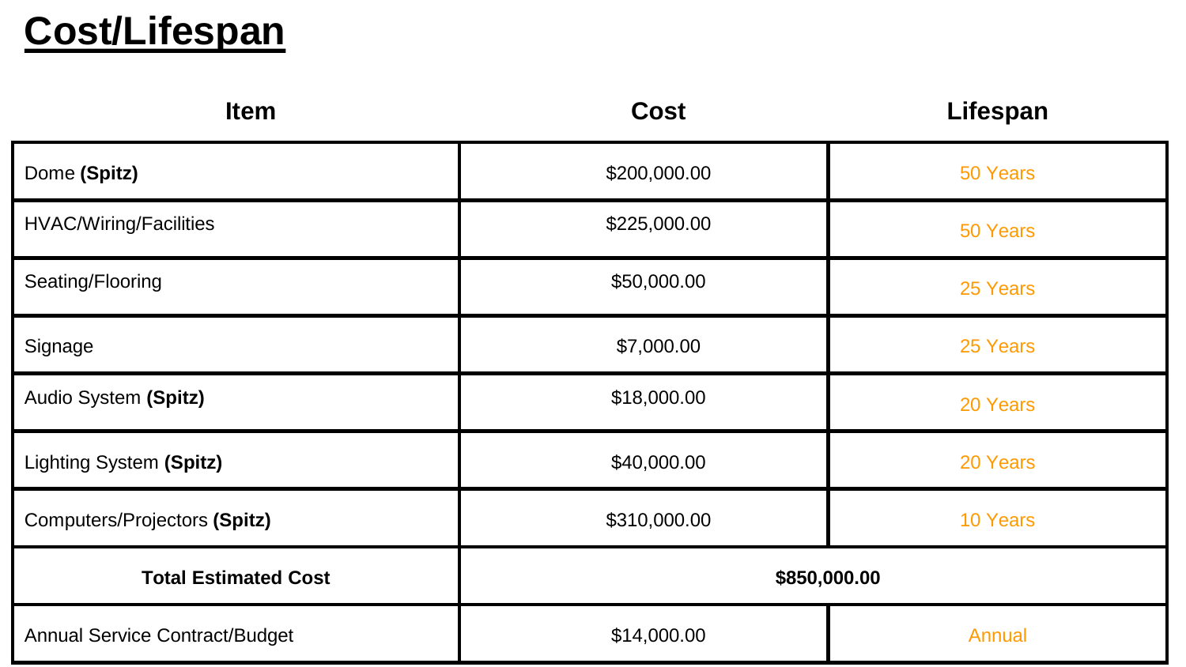# **Cost/Lifespan**

| Item | Cost | Lifespan |
|---|---|---|
| Dome **(Spitz)** | $200,000.00 | 50 Years |
| HVAC/Wiring/Facilities | $225,000.00 | 50 Years |
| Seating/Flooring | $50,000.00 | 25 Years |
| Signage | $7,000.00 | 25 Years |
| Audio System **(Spitz)** | $18,000.00 | 20 Years |
| Lighting System **(Spitz)** | $40,000.00 | 20 Years |
| Computers/Projectors **(Spitz)** | $310,000.00 | 10 Years |
| **Total Estimated Cost** | **$850,000.00** | |
| Annual Service Contract/Budget | $14,000.00 | Annual |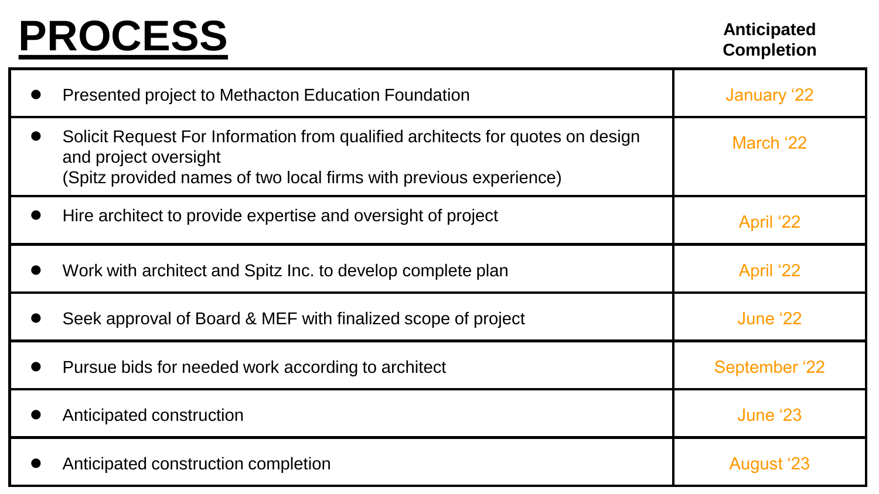# PROCESS

| | Anticipated Completion |
|---|---|
| Presented project to Methacton Education Foundation | January '22 |
| Solicit Request For Information from qualified architects for quotes on design and project oversight (Spitz provided names of two local firms with previous experience) | March '22 |
| Hire architect to provide expertise and oversight of project | April '22 |
| Work with architect and Spitz Inc. to develop complete plan | April '22 |
| Seek approval of Board & MEF with finalized scope of project | June '22 |
| Pursue bids for needed work according to architect | September '22 |
| Anticipated construction | June '23 |
| Anticipated construction completion | August '23 |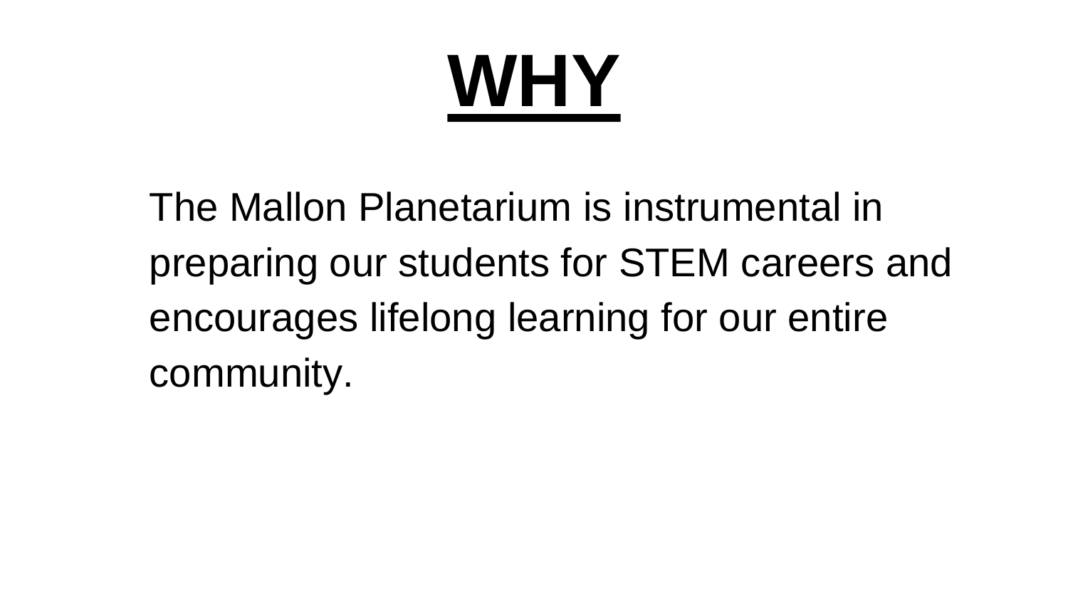# WHY

The Mallon Planetarium is instrumental in preparing our students for STEM careers and encourages lifelong learning for our entire community.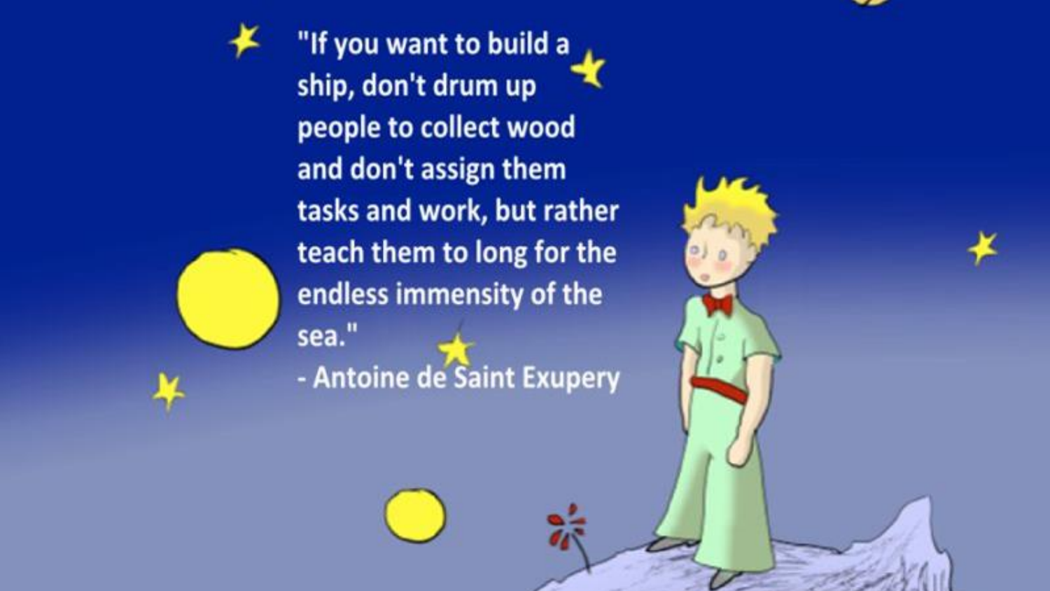"If you want to build a ship, don't drum up people to collect wood and don't assign them tasks and work, but rather teach them to long for the endless immensity of the sea."

- Antoine de Saint Exupery